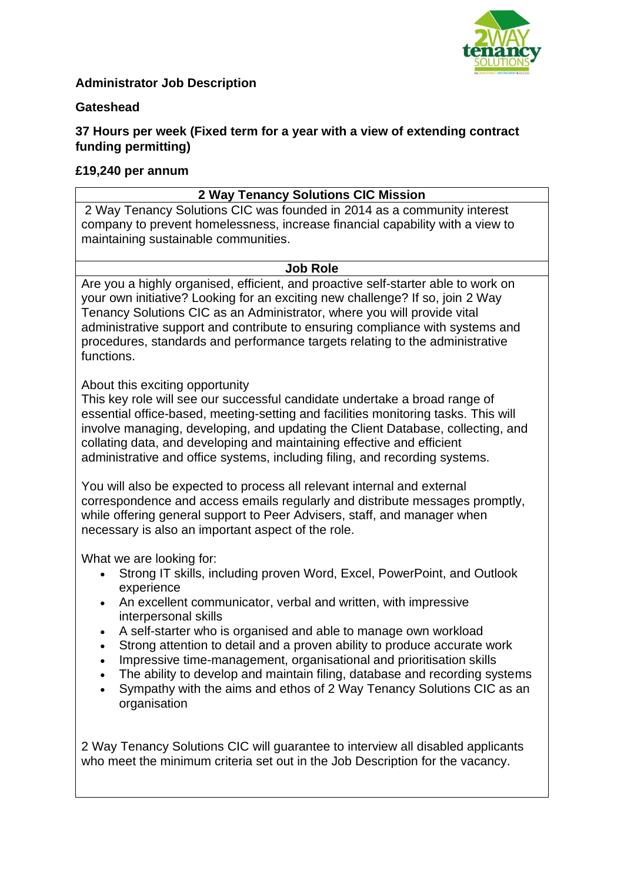**Administrator Job Description**

**Gateshead**

**37 Hours per week (Fixed term for a year with a view of extending contract funding permitting)**

**£19,240 per annum**

## 2 Way Tenancy Solutions CIC Mission

2 Way Tenancy Solutions CIC was founded in 2014 as a community interest company to prevent homelessness, increase financial capability with a view to maintaining sustainable communities.

## Job Role

Are you a highly organised, efficient, and proactive self-starter able to work on your own initiative? Looking for an exciting new challenge? If so, join 2 Way Tenancy Solutions CIC as an Administrator, where you will provide vital administrative support and contribute to ensuring compliance with systems and procedures, standards and performance targets relating to the administrative functions.

About this exciting opportunity

This key role will see our successful candidate undertake a broad range of essential office-based, meeting-setting and facilities monitoring tasks. This will involve managing, developing, and updating the Client Database, collecting, and collating data, and developing and maintaining effective and efficient administrative and office systems, including filing, and recording systems.

You will also be expected to process all relevant internal and external correspondence and access emails regularly and distribute messages promptly, while offering general support to Peer Advisers, staff, and manager when necessary is also an important aspect of the role.

What we are looking for:

- Strong IT skills, including proven Word, Excel, PowerPoint, and Outlook experience
- An excellent communicator, verbal and written, with impressive interpersonal skills
- A self-starter who is organised and able to manage own workload
- Strong attention to detail and a proven ability to produce accurate work
- Impressive time-management, organisational and prioritisation skills
- The ability to develop and maintain filing, database and recording systems
- Sympathy with the aims and ethos of 2 Way Tenancy Solutions CIC as an organisation

2 Way Tenancy Solutions CIC will guarantee to interview all disabled applicants who meet the minimum criteria set out in the Job Description for the vacancy.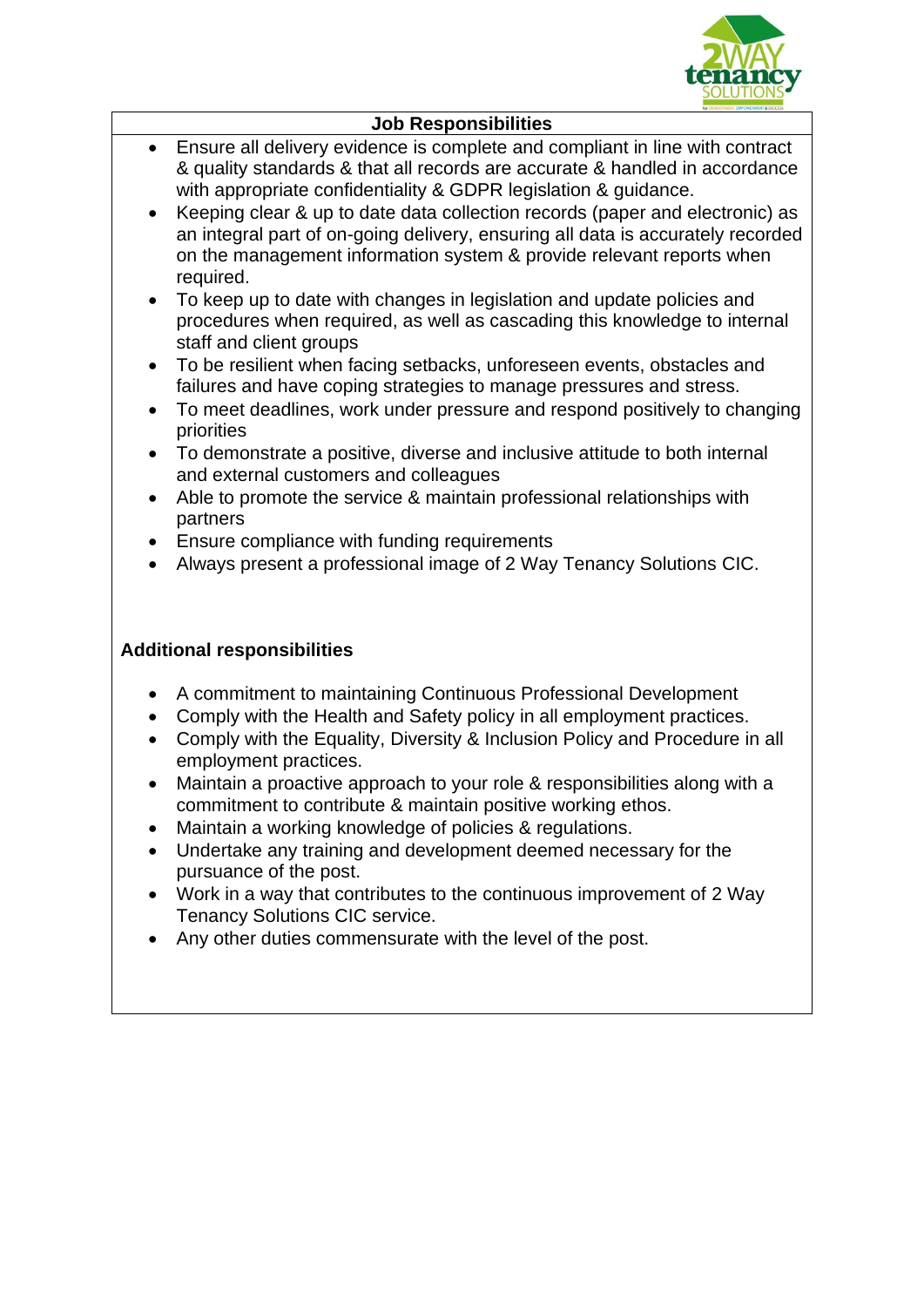## Job Responsibilities

- Ensure all delivery evidence is complete and compliant in line with contract & quality standards & that all records are accurate & handled in accordance with appropriate confidentiality & GDPR legislation & guidance.
- Keeping clear & up to date data collection records (paper and electronic) as an integral part of on-going delivery, ensuring all data is accurately recorded on the management information system & provide relevant reports when required.
- To keep up to date with changes in legislation and update policies and procedures when required, as well as cascading this knowledge to internal staff and client groups
- To be resilient when facing setbacks, unforeseen events, obstacles and failures and have coping strategies to manage pressures and stress.
- To meet deadlines, work under pressure and respond positively to changing priorities
- To demonstrate a positive, diverse and inclusive attitude to both internal and external customers and colleagues
- Able to promote the service & maintain professional relationships with partners
- Ensure compliance with funding requirements
- Always present a professional image of 2 Way Tenancy Solutions CIC.

**Additional responsibilities**

- A commitment to maintaining Continuous Professional Development
- Comply with the Health and Safety policy in all employment practices.
- Comply with the Equality, Diversity & Inclusion Policy and Procedure in all employment practices.
- Maintain a proactive approach to your role & responsibilities along with a commitment to contribute & maintain positive working ethos.
- Maintain a working knowledge of policies & regulations.
- Undertake any training and development deemed necessary for the pursuance of the post.
- Work in a way that contributes to the continuous improvement of 2 Way Tenancy Solutions CIC service.
- Any other duties commensurate with the level of the post.